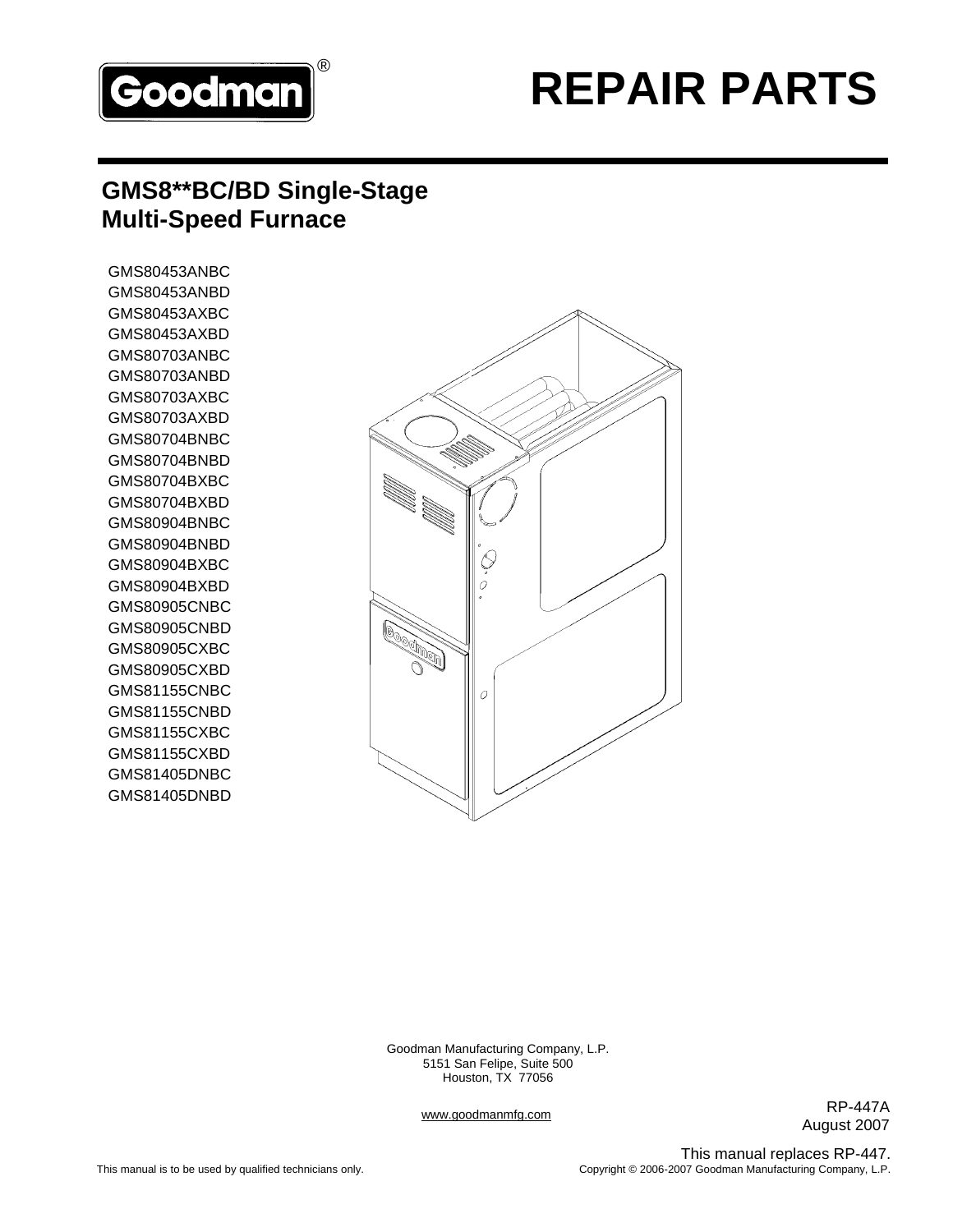Goodman®

# REPAIR PARTS

## GMS8**BC/BD Single-Stage Multi-Speed Furnace

GMS80453ANBC
GMS80453ANBD
GMS80453AXBC
GMS80453AXBD
GMS80703ANBC
GMS80703ANBD
GMS80703AXBC
GMS80703AXBD
GMS80704BNBC
GMS80704BNBD
GMS80704BXBC
GMS80704BXBD
GMS80904BNBC
GMS80904BNBD
GMS80904BXBC
GMS80904BXBD
GMS80905CNBC
GMS80905CNBD
GMS80905CXBC
GMS80905CXBD
GMS81155CNBC
GMS81155CNBD
GMS81155CXBC
GMS81155CXBD
GMS81405DNBC
GMS81405DNBD

Goodman Manufacturing Company, L.P.
5151 San Felipe, Suite 500
Houston, TX 77056

www.goodmanmfg.com

RP-447A
August 2007

This manual replaces RP-447.

This manual is to be used by qualified technicians only.

Copyright © 2006-2007 Goodman Manufacturing Company, L.P.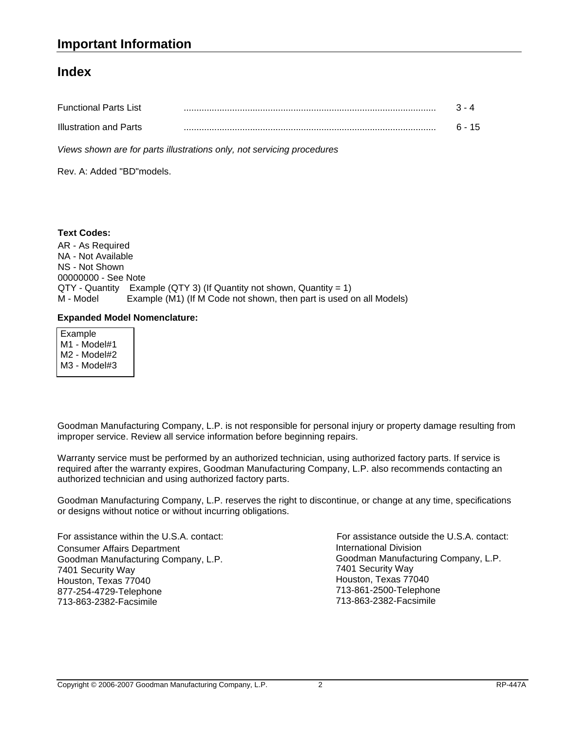# Important Information

## Index

| | | |
|---|---|---|
| Functional Parts List | ........................................................................................... | 3 - 4 |
| Illustration and Parts | ........................................................................................... | 6 - 15 |

*Views shown are for parts illustrations only, not servicing procedures*

Rev. A: Added "BD"models.

**Text Codes:**

AR - As Required
NA - Not Available
NS - Not Shown
00000000 - See Note
QTY - Quantity Example (QTY 3) (If Quantity not shown, Quantity = 1)
M - Model Example (M1) (If M Code not shown, then part is used on all Models)

**Expanded Model Nomenclature:**

Example
M1 - Model#1
M2 - Model#2
M3 - Model#3

Goodman Manufacturing Company, L.P. is not responsible for personal injury or property damage resulting from improper service. Review all service information before beginning repairs.

Warranty service must be performed by an authorized technician, using authorized factory parts. If service is required after the warranty expires, Goodman Manufacturing Company, L.P. also recommends contacting an authorized technician and using authorized factory parts.

Goodman Manufacturing Company, L.P. reserves the right to discontinue, or change at any time, specifications or designs without notice or without incurring obligations.

For assistance within the U.S.A. contact:
Consumer Affairs Department
Goodman Manufacturing Company, L.P.
7401 Security Way
Houston, Texas 77040
877-254-4729-Telephone
713-863-2382-Facsimile

For assistance outside the U.S.A. contact:
International Division
Goodman Manufacturing Company, L.P.
7401 Security Way
Houston, Texas 77040
713-861-2500-Telephone
713-863-2382-Facsimile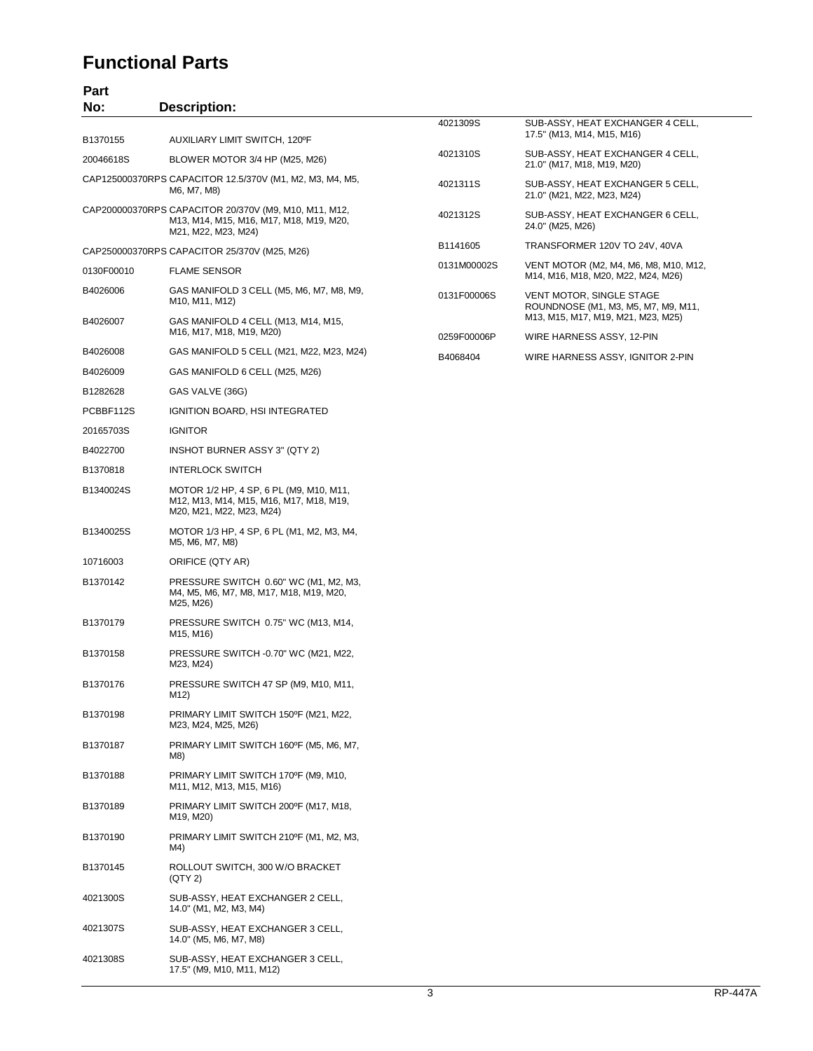# Functional Parts

| Part No: | Description: |
|---|---|
| B1370155 | AUXILIARY LIMIT SWITCH, 120ºF |
| 20046618S | BLOWER MOTOR 3/4 HP (M25, M26) |
| CAP125000370RPS | CAPACITOR 12.5/370V (M1, M2, M3, M4, M5, M6, M7, M8) |
| CAP200000370RPS | CAPACITOR 20/370V (M9, M10, M11, M12, M13, M14, M15, M16, M17, M18, M19, M20, M21, M22, M23, M24) |
| CAP250000370RPS | CAPACITOR 25/370V (M25, M26) |
| 0130F00010 | FLAME SENSOR |
| B4026006 | GAS MANIFOLD 3 CELL (M5, M6, M7, M8, M9, M10, M11, M12) |
| B4026007 | GAS MANIFOLD 4 CELL (M13, M14, M15, M16, M17, M18, M19, M20) |
| B4026008 | GAS MANIFOLD 5 CELL (M21, M22, M23, M24) |
| B4026009 | GAS MANIFOLD 6 CELL (M25, M26) |
| B1282628 | GAS VALVE (36G) |
| PCBBF112S | IGNITION BOARD, HSI INTEGRATED |
| 20165703S | IGNITOR |
| B4022700 | INSHOT BURNER ASSY 3" (QTY 2) |
| B1370818 | INTERLOCK SWITCH |
| B1340024S | MOTOR 1/2 HP, 4 SP, 6 PL (M9, M10, M11, M12, M13, M14, M15, M16, M17, M18, M19, M20, M21, M22, M23, M24) |
| B1340025S | MOTOR 1/3 HP, 4 SP, 6 PL (M1, M2, M3, M4, M5, M6, M7, M8) |
| 10716003 | ORIFICE (QTY AR) |
| B1370142 | PRESSURE SWITCH 0.60" WC (M1, M2, M3, M4, M5, M6, M7, M8, M17, M18, M19, M20, M25, M26) |
| B1370179 | PRESSURE SWITCH 0.75" WC (M13, M14, M15, M16) |
| B1370158 | PRESSURE SWITCH -0.70" WC (M21, M22, M23, M24) |
| B1370176 | PRESSURE SWITCH 47 SP (M9, M10, M11, M12) |
| B1370198 | PRIMARY LIMIT SWITCH 150ºF (M21, M22, M23, M24, M25, M26) |
| B1370187 | PRIMARY LIMIT SWITCH 160ºF (M5, M6, M7, M8) |
| B1370188 | PRIMARY LIMIT SWITCH 170ºF (M9, M10, M11, M12, M13, M15, M16) |
| B1370189 | PRIMARY LIMIT SWITCH 200ºF (M17, M18, M19, M20) |
| B1370190 | PRIMARY LIMIT SWITCH 210ºF (M1, M2, M3, M4) |
| B1370145 | ROLLOUT SWITCH, 300 W/O BRACKET (QTY 2) |
| 4021300S | SUB-ASSY, HEAT EXCHANGER 2 CELL, 14.0" (M1, M2, M3, M4) |
| 4021307S | SUB-ASSY, HEAT EXCHANGER 3 CELL, 14.0" (M5, M6, M7, M8) |
| 4021308S | SUB-ASSY, HEAT EXCHANGER 3 CELL, 17.5" (M9, M10, M11, M12) |
| 4021309S | SUB-ASSY, HEAT EXCHANGER 4 CELL, 17.5" (M13, M14, M15, M16) |
| 4021310S | SUB-ASSY, HEAT EXCHANGER 4 CELL, 21.0" (M17, M18, M19, M20) |
| 4021311S | SUB-ASSY, HEAT EXCHANGER 5 CELL, 21.0" (M21, M22, M23, M24) |
| 4021312S | SUB-ASSY, HEAT EXCHANGER 6 CELL, 24.0" (M25, M26) |
| B1141605 | TRANSFORMER 120V TO 24V, 40VA |
| 0131M00002S | VENT MOTOR (M2, M4, M6, M8, M10, M12, M14, M16, M18, M20, M22, M24, M26) |
| 0131F00006S | VENT MOTOR, SINGLE STAGE ROUNDNOSE (M1, M3, M5, M7, M9, M11, M13, M15, M17, M19, M21, M23, M25) |
| 0259F00006P | WIRE HARNESS ASSY, 12-PIN |
| B4068404 | WIRE HARNESS ASSY, IGNITOR 2-PIN |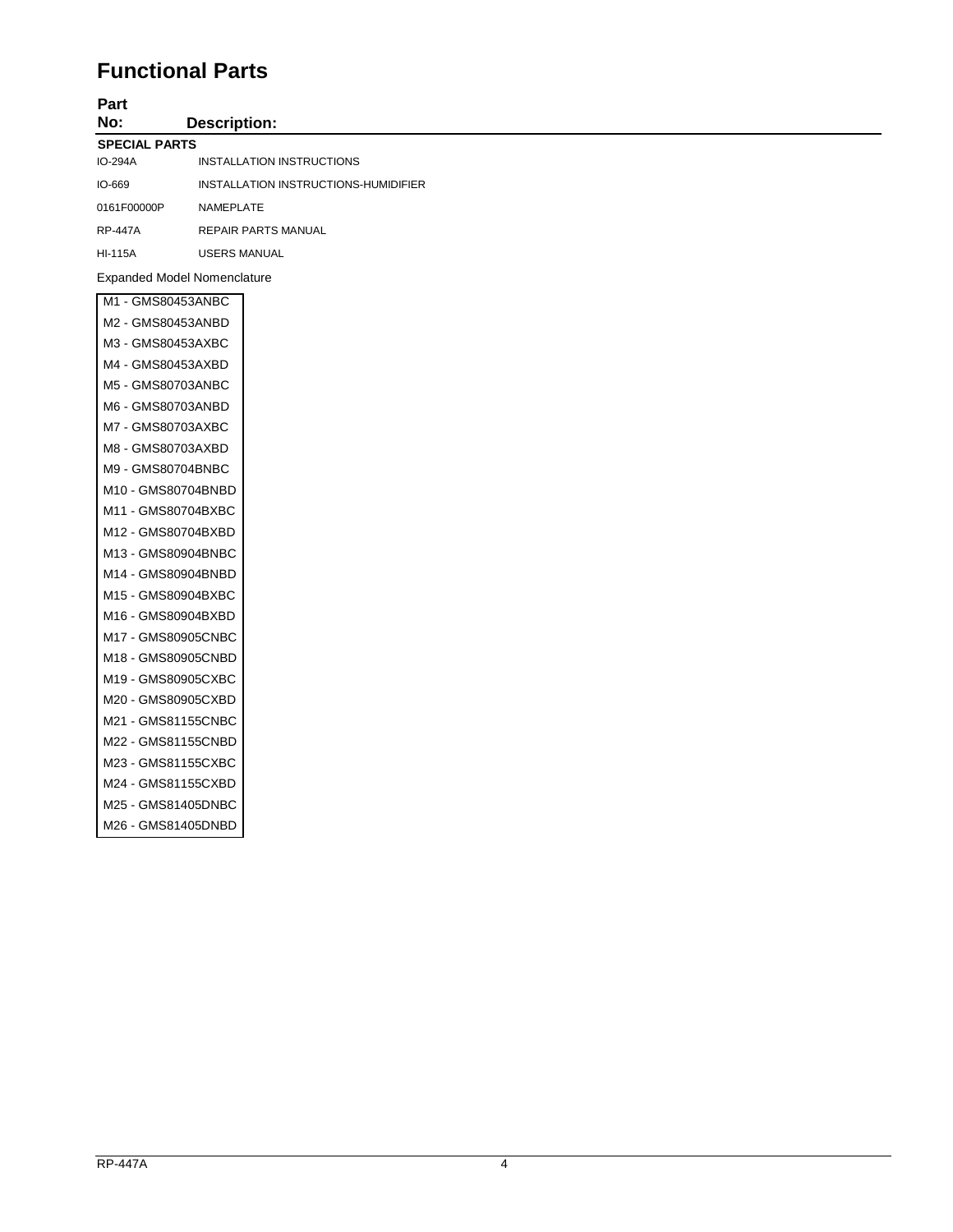# Functional Parts

| Part No: | Description: |
|---|---|
| **SPECIAL PARTS** | |
| IO-294A | INSTALLATION INSTRUCTIONS |
| IO-669 | INSTALLATION INSTRUCTIONS-HUMIDIFIER |
| 0161F00000P | NAMEPLATE |
| RP-447A | REPAIR PARTS MANUAL |
| HI-115A | USERS MANUAL |

Expanded Model Nomenclature

| |
|---|
| M1 - GMS80453ANBC |
| M2 - GMS80453ANBD |
| M3 - GMS80453AXBC |
| M4 - GMS80453AXBD |
| M5 - GMS80703ANBC |
| M6 - GMS80703ANBD |
| M7 - GMS80703AXBC |
| M8 - GMS80703AXBD |
| M9 - GMS80704BNBC |
| M10 - GMS80704BNBD |
| M11 - GMS80704BXBC |
| M12 - GMS80704BXBD |
| M13 - GMS80904BNBC |
| M14 - GMS80904BNBD |
| M15 - GMS80904BXBC |
| M16 - GMS80904BXBD |
| M17 - GMS80905CNBC |
| M18 - GMS80905CNBD |
| M19 - GMS80905CXBC |
| M20 - GMS80905CXBD |
| M21 - GMS81155CNBC |
| M22 - GMS81155CNBD |
| M23 - GMS81155CXBC |
| M24 - GMS81155CXBD |
| M25 - GMS81405DNBC |
| M26 - GMS81405DNBD |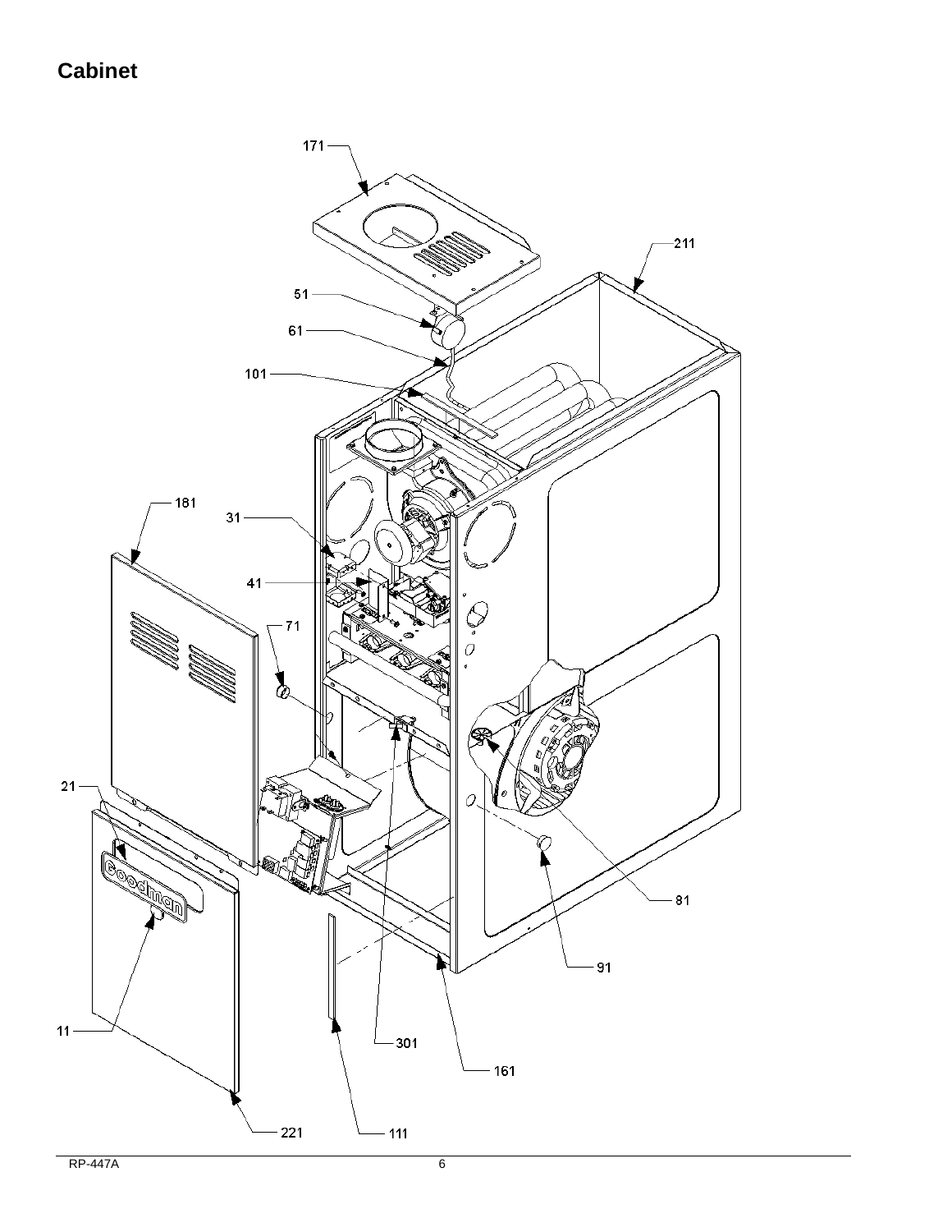# Cabinet

171

211

51

61

101

181

31

41

71

21

81

91

11

301

161

221

111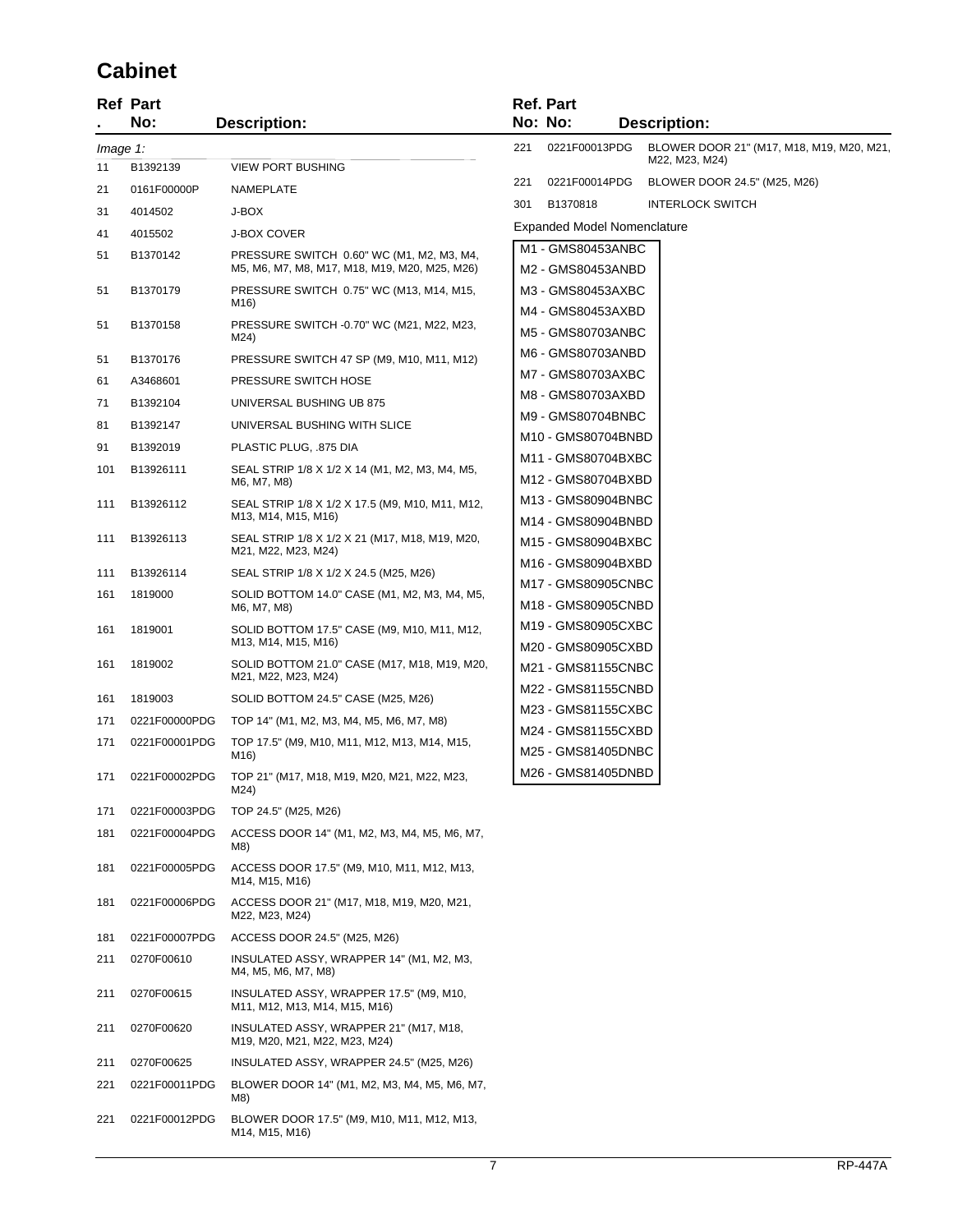# Cabinet

| Ref. | Part No: | Description: |
|---|---|---|
| *Image 1:* | | |
| 11 | B1392139 | VIEW PORT BUSHING |
| 21 | 0161F00000P | NAMEPLATE |
| 31 | 4014502 | J-BOX |
| 41 | 4015502 | J-BOX COVER |
| 51 | B1370142 | PRESSURE SWITCH 0.60" WC (M1, M2, M3, M4, M5, M6, M7, M8, M17, M18, M19, M20, M25, M26) |
| 51 | B1370179 | PRESSURE SWITCH 0.75" WC (M13, M14, M15, M16) |
| 51 | B1370158 | PRESSURE SWITCH -0.70" WC (M21, M22, M23, M24) |
| 51 | B1370176 | PRESSURE SWITCH 47 SP (M9, M10, M11, M12) |
| 61 | A3468601 | PRESSURE SWITCH HOSE |
| 71 | B1392104 | UNIVERSAL BUSHING UB 875 |
| 81 | B1392147 | UNIVERSAL BUSHING WITH SLICE |
| 91 | B1392019 | PLASTIC PLUG, .875 DIA |
| 101 | B13926111 | SEAL STRIP 1/8 X 1/2 X 14 (M1, M2, M3, M4, M5, M6, M7, M8) |
| 111 | B13926112 | SEAL STRIP 1/8 X 1/2 X 17.5 (M9, M10, M11, M12, M13, M14, M15, M16) |
| 111 | B13926113 | SEAL STRIP 1/8 X 1/2 X 21 (M17, M18, M19, M20, M21, M22, M23, M24) |
| 111 | B13926114 | SEAL STRIP 1/8 X 1/2 X 24.5 (M25, M26) |
| 161 | 1819000 | SOLID BOTTOM 14.0" CASE (M1, M2, M3, M4, M5, M6, M7, M8) |
| 161 | 1819001 | SOLID BOTTOM 17.5" CASE (M9, M10, M11, M12, M13, M14, M15, M16) |
| 161 | 1819002 | SOLID BOTTOM 21.0" CASE (M17, M18, M19, M20, M21, M22, M23, M24) |
| 161 | 1819003 | SOLID BOTTOM 24.5" CASE (M25, M26) |
| 171 | 0221F00000PDG | TOP 14" (M1, M2, M3, M4, M5, M6, M7, M8) |
| 171 | 0221F00001PDG | TOP 17.5" (M9, M10, M11, M12, M13, M14, M15, M16) |
| 171 | 0221F00002PDG | TOP 21" (M17, M18, M19, M20, M21, M22, M23, M24) |
| 171 | 0221F00003PDG | TOP 24.5" (M25, M26) |
| 181 | 0221F00004PDG | ACCESS DOOR 14" (M1, M2, M3, M4, M5, M6, M7, M8) |
| 181 | 0221F00005PDG | ACCESS DOOR 17.5" (M9, M10, M11, M12, M13, M14, M15, M16) |
| 181 | 0221F00006PDG | ACCESS DOOR 21" (M17, M18, M19, M20, M21, M22, M23, M24) |
| 181 | 0221F00007PDG | ACCESS DOOR 24.5" (M25, M26) |
| 211 | 0270F00610 | INSULATED ASSY, WRAPPER 14" (M1, M2, M3, M4, M5, M6, M7, M8) |
| 211 | 0270F00615 | INSULATED ASSY, WRAPPER 17.5" (M9, M10, M11, M12, M13, M14, M15, M16) |
| 211 | 0270F00620 | INSULATED ASSY, WRAPPER 21" (M17, M18, M19, M20, M21, M22, M23, M24) |
| 211 | 0270F00625 | INSULATED ASSY, WRAPPER 24.5" (M25, M26) |
| 221 | 0221F00011PDG | BLOWER DOOR 14" (M1, M2, M3, M4, M5, M6, M7, M8) |
| 221 | 0221F00012PDG | BLOWER DOOR 17.5" (M9, M10, M11, M12, M13, M14, M15, M16) |
| 221 | 0221F00013PDG | BLOWER DOOR 21" (M17, M18, M19, M20, M21, M22, M23, M24) |
| 221 | 0221F00014PDG | BLOWER DOOR 24.5" (M25, M26) |
| 301 | B1370818 | INTERLOCK SWITCH |

Expanded Model Nomenclature

| |
|---|
| M1 - GMS80453ANBC |
| M2 - GMS80453ANBD |
| M3 - GMS80453AXBC |
| M4 - GMS80453AXBD |
| M5 - GMS80703ANBC |
| M6 - GMS80703ANBD |
| M7 - GMS80703AXBC |
| M8 - GMS80703AXBD |
| M9 - GMS80704BNBC |
| M10 - GMS80704BNBD |
| M11 - GMS80704BXBC |
| M12 - GMS80704BXBD |
| M13 - GMS80904BNBC |
| M14 - GMS80904BNBD |
| M15 - GMS80904BXBC |
| M16 - GMS80904BXBD |
| M17 - GMS80905CNBC |
| M18 - GMS80905CNBD |
| M19 - GMS80905CXBC |
| M20 - GMS80905CXBD |
| M21 - GMS81155CNBC |
| M22 - GMS81155CNBD |
| M23 - GMS81155CXBC |
| M24 - GMS81155CXBD |
| M25 - GMS81405DNBC |
| M26 - GMS81405DNBD |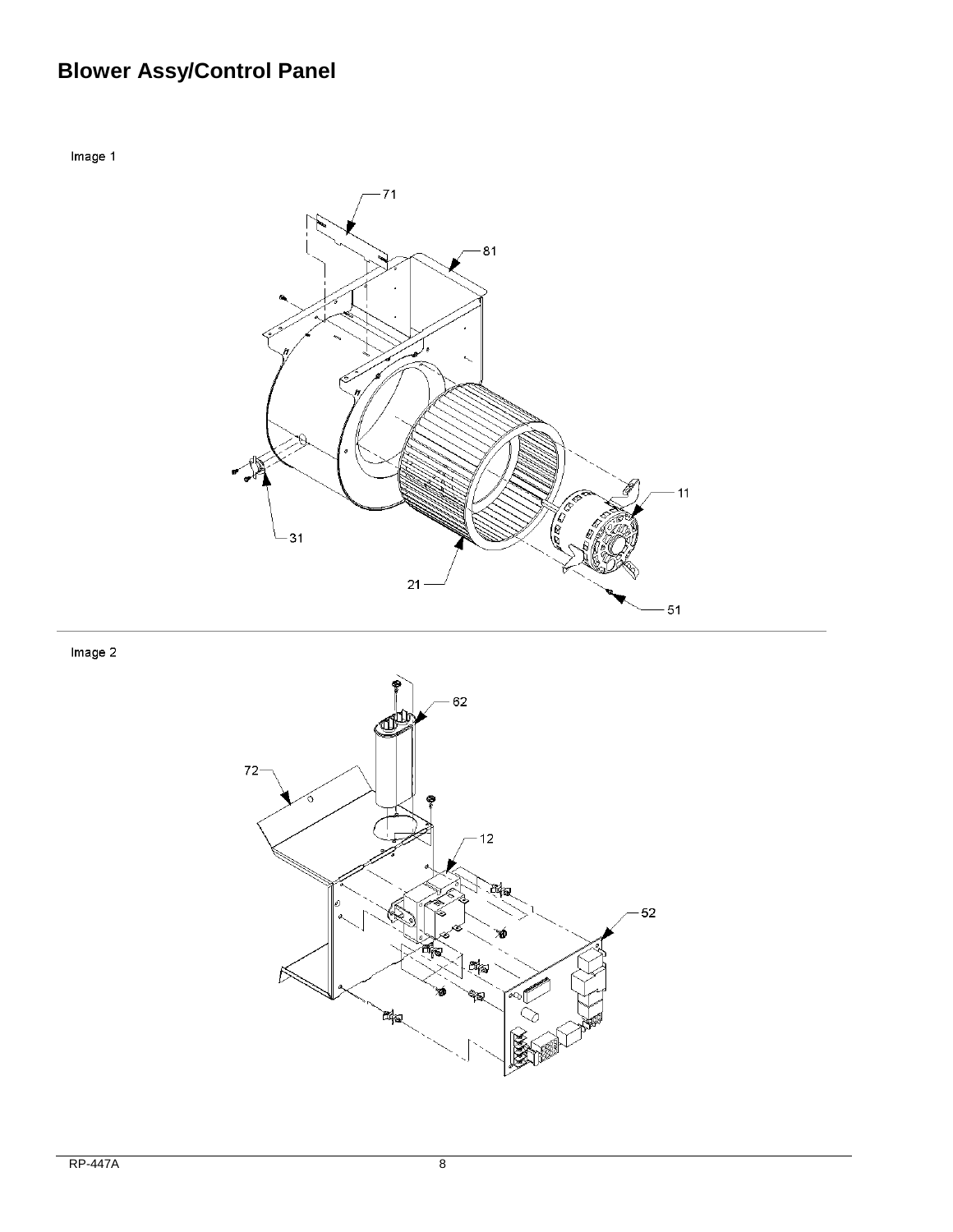# Blower Assy/Control Panel

Image 1

Image 2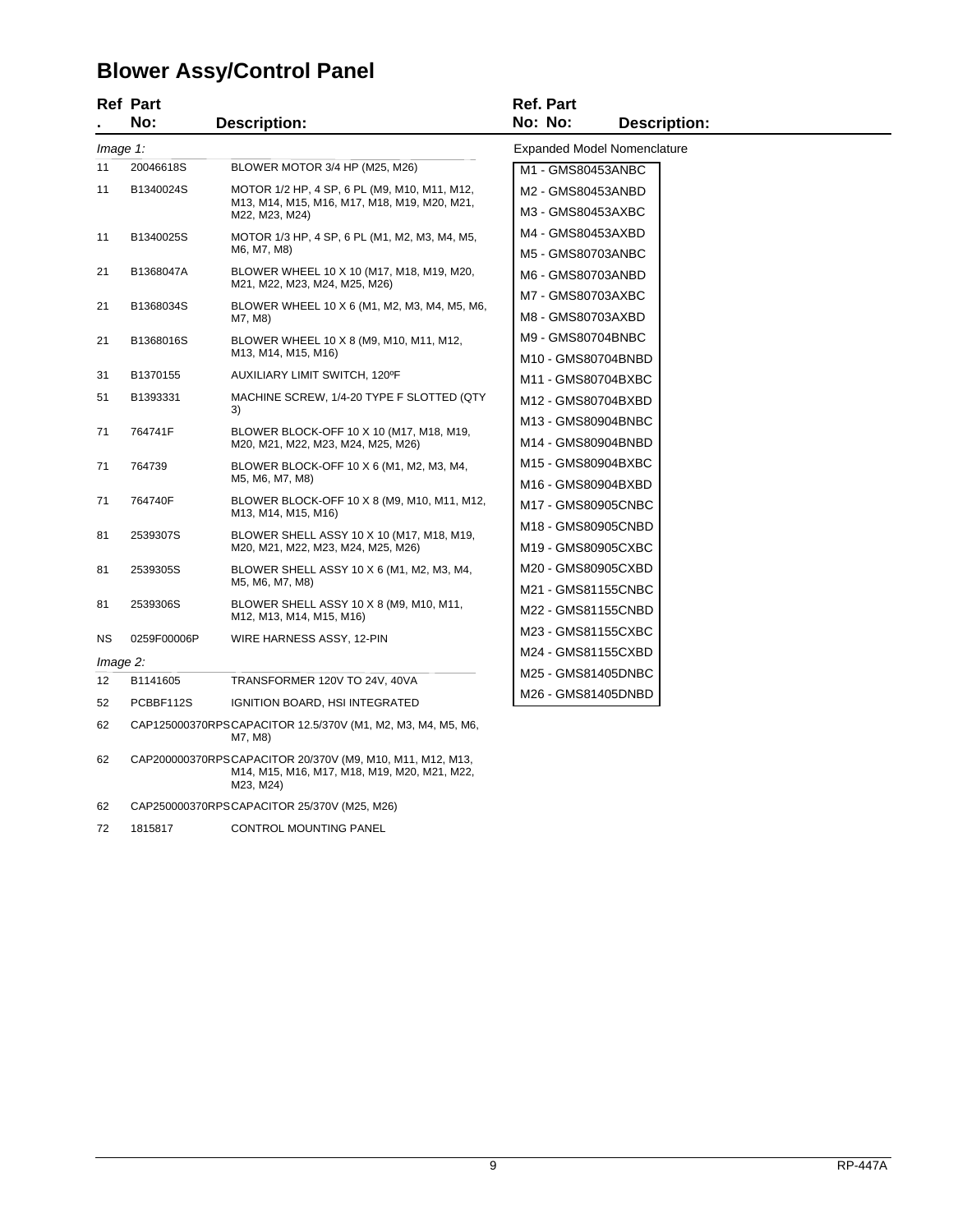# Blower Assy/Control Panel

| Ref. | Part No: | Description: |
|---|---|---|
| *Image 1:* | | |
| 11 | 20046618S | BLOWER MOTOR 3/4 HP (M25, M26) |
| 11 | B1340024S | MOTOR 1/2 HP, 4 SP, 6 PL (M9, M10, M11, M12, M13, M14, M15, M16, M17, M18, M19, M20, M21, M22, M23, M24) |
| 11 | B1340025S | MOTOR 1/3 HP, 4 SP, 6 PL (M1, M2, M3, M4, M5, M6, M7, M8) |
| 21 | B1368047A | BLOWER WHEEL 10 X 10 (M17, M18, M19, M20, M21, M22, M23, M24, M25, M26) |
| 21 | B1368034S | BLOWER WHEEL 10 X 6 (M1, M2, M3, M4, M5, M6, M7, M8) |
| 21 | B1368016S | BLOWER WHEEL 10 X 8 (M9, M10, M11, M12, M13, M14, M15, M16) |
| 31 | B1370155 | AUXILIARY LIMIT SWITCH, 120ºF |
| 51 | B1393331 | MACHINE SCREW, 1/4-20 TYPE F SLOTTED (QTY 3) |
| 71 | 764741F | BLOWER BLOCK-OFF 10 X 10 (M17, M18, M19, M20, M21, M22, M23, M24, M25, M26) |
| 71 | 764739 | BLOWER BLOCK-OFF 10 X 6 (M1, M2, M3, M4, M5, M6, M7, M8) |
| 71 | 764740F | BLOWER BLOCK-OFF 10 X 8 (M9, M10, M11, M12, M13, M14, M15, M16) |
| 81 | 2539307S | BLOWER SHELL ASSY 10 X 10 (M17, M18, M19, M20, M21, M22, M23, M24, M25, M26) |
| 81 | 2539305S | BLOWER SHELL ASSY 10 X 6 (M1, M2, M3, M4, M5, M6, M7, M8) |
| 81 | 2539306S | BLOWER SHELL ASSY 10 X 8 (M9, M10, M11, M12, M13, M14, M15, M16) |
| NS | 0259F00006P | WIRE HARNESS ASSY, 12-PIN |
| *Image 2:* | | |
| 12 | B1141605 | TRANSFORMER 120V TO 24V, 40VA |
| 52 | PCBBF112S | IGNITION BOARD, HSI INTEGRATED |
| 62 | CAP125000370RPS | CAPACITOR 12.5/370V (M1, M2, M3, M4, M5, M6, M7, M8) |
| 62 | CAP200000370RPS | CAPACITOR 20/370V (M9, M10, M11, M12, M13, M14, M15, M16, M17, M18, M19, M20, M21, M22, M23, M24) |
| 62 | CAP250000370RPS | CAPACITOR 25/370V (M25, M26) |
| 72 | 1815817 | CONTROL MOUNTING PANEL |

Expanded Model Nomenclature

- M1 - GMS80453ANBC
- M2 - GMS80453ANBD
- M3 - GMS80453AXBC
- M4 - GMS80453AXBD
- M5 - GMS80703ANBC
- M6 - GMS80703ANBD
- M7 - GMS80703AXBC
- M8 - GMS80703AXBD
- M9 - GMS80704BNBC
- M10 - GMS80704BNBD
- M11 - GMS80704BXBC
- M12 - GMS80704BXBD
- M13 - GMS80904BNBC
- M14 - GMS80904BNBD
- M15 - GMS80904BXBC
- M16 - GMS80904BXBD
- M17 - GMS80905CNBC
- M18 - GMS80905CNBD
- M19 - GMS80905CXBC
- M20 - GMS80905CXBD
- M21 - GMS81155CNBC
- M22 - GMS81155CNBD
- M23 - GMS81155CXBC
- M24 - GMS81155CXBD
- M25 - GMS81405DNBC
- M26 - GMS81405DNBD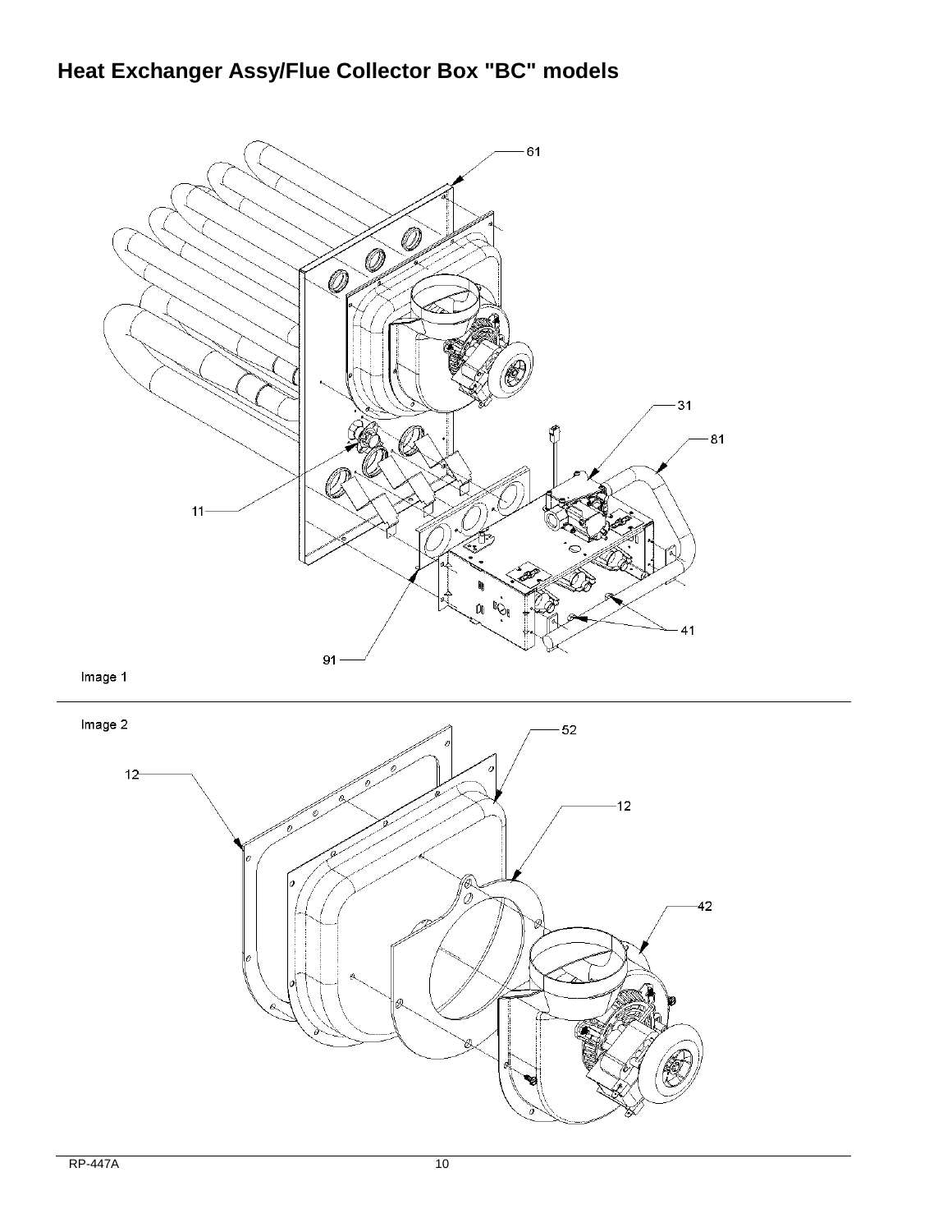# Heat Exchanger Assy/Flue Collector Box "BC" models

61

31

81

11

41

91

Image 1

Image 2

52

12

12

42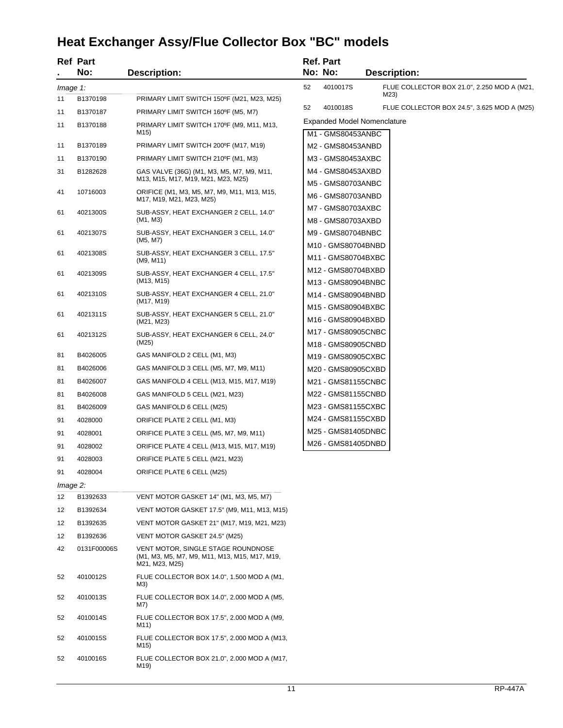# Heat Exchanger Assy/Flue Collector Box "BC" models

| Ref. | Part No: | Description: |
|---|---|---|
| *Image 1:* | | |
| 11 | B1370198 | PRIMARY LIMIT SWITCH 150ºF (M21, M23, M25) |
| 11 | B1370187 | PRIMARY LIMIT SWITCH 160ºF (M5, M7) |
| 11 | B1370188 | PRIMARY LIMIT SWITCH 170ºF (M9, M11, M13, M15) |
| 11 | B1370189 | PRIMARY LIMIT SWITCH 200ºF (M17, M19) |
| 11 | B1370190 | PRIMARY LIMIT SWITCH 210ºF (M1, M3) |
| 31 | B1282628 | GAS VALVE (36G) (M1, M3, M5, M7, M9, M11, M13, M15, M17, M19, M21, M23, M25) |
| 41 | 10716003 | ORIFICE (M1, M3, M5, M7, M9, M11, M13, M15, M17, M19, M21, M23, M25) |
| 61 | 4021300S | SUB-ASSY, HEAT EXCHANGER 2 CELL, 14.0" (M1, M3) |
| 61 | 4021307S | SUB-ASSY, HEAT EXCHANGER 3 CELL, 14.0" (M5, M7) |
| 61 | 4021308S | SUB-ASSY, HEAT EXCHANGER 3 CELL, 17.5" (M9, M11) |
| 61 | 4021309S | SUB-ASSY, HEAT EXCHANGER 4 CELL, 17.5" (M13, M15) |
| 61 | 4021310S | SUB-ASSY, HEAT EXCHANGER 4 CELL, 21.0" (M17, M19) |
| 61 | 4021311S | SUB-ASSY, HEAT EXCHANGER 5 CELL, 21.0" (M21, M23) |
| 61 | 4021312S | SUB-ASSY, HEAT EXCHANGER 6 CELL, 24.0" (M25) |
| 81 | B4026005 | GAS MANIFOLD 2 CELL (M1, M3) |
| 81 | B4026006 | GAS MANIFOLD 3 CELL (M5, M7, M9, M11) |
| 81 | B4026007 | GAS MANIFOLD 4 CELL (M13, M15, M17, M19) |
| 81 | B4026008 | GAS MANIFOLD 5 CELL (M21, M23) |
| 81 | B4026009 | GAS MANIFOLD 6 CELL (M25) |
| 91 | 4028000 | ORIFICE PLATE 2 CELL (M1, M3) |
| 91 | 4028001 | ORIFICE PLATE 3 CELL (M5, M7, M9, M11) |
| 91 | 4028002 | ORIFICE PLATE 4 CELL (M13, M15, M17, M19) |
| 91 | 4028003 | ORIFICE PLATE 5 CELL (M21, M23) |
| 91 | 4028004 | ORIFICE PLATE 6 CELL (M25) |
| *Image 2:* | | |
| 12 | B1392633 | VENT MOTOR GASKET 14" (M1, M3, M5, M7) |
| 12 | B1392634 | VENT MOTOR GASKET 17.5" (M9, M11, M13, M15) |
| 12 | B1392635 | VENT MOTOR GASKET 21" (M17, M19, M21, M23) |
| 12 | B1392636 | VENT MOTOR GASKET 24.5" (M25) |
| 42 | 0131F00006S | VENT MOTOR, SINGLE STAGE ROUNDNOSE (M1, M3, M5, M7, M9, M11, M13, M15, M17, M19, M21, M23, M25) |
| 52 | 4010012S | FLUE COLLECTOR BOX 14.0", 1.500 MOD A (M1, M3) |
| 52 | 4010013S | FLUE COLLECTOR BOX 14.0", 2.000 MOD A (M5, M7) |
| 52 | 4010014S | FLUE COLLECTOR BOX 17.5", 2.000 MOD A (M9, M11) |
| 52 | 4010015S | FLUE COLLECTOR BOX 17.5", 2.000 MOD A (M13, M15) |
| 52 | 4010016S | FLUE COLLECTOR BOX 21.0", 2.000 MOD A (M17, M19) |
| 52 | 4010017S | FLUE COLLECTOR BOX 21.0", 2.250 MOD A (M21, M23) |
| 52 | 4010018S | FLUE COLLECTOR BOX 24.5", 3.625 MOD A (M25) |

Expanded Model Nomenclature

- M1 - GMS80453ANBC
- M2 - GMS80453ANBD
- M3 - GMS80453AXBC
- M4 - GMS80453AXBD
- M5 - GMS80703ANBC
- M6 - GMS80703ANBD
- M7 - GMS80703AXBC
- M8 - GMS80703AXBD
- M9 - GMS80704BNBC
- M10 - GMS80704BNBD
- M11 - GMS80704BXBC
- M12 - GMS80704BXBD
- M13 - GMS80904BNBC
- M14 - GMS80904BNBD
- M15 - GMS80904BXBC
- M16 - GMS80904BXBD
- M17 - GMS80905CNBC
- M18 - GMS80905CNBD
- M19 - GMS80905CXBC
- M20 - GMS80905CXBD
- M21 - GMS81155CNBC
- M22 - GMS81155CNBD
- M23 - GMS81155CXBC
- M24 - GMS81155CXBD
- M25 - GMS81405DNBC
- M26 - GMS81405DNBD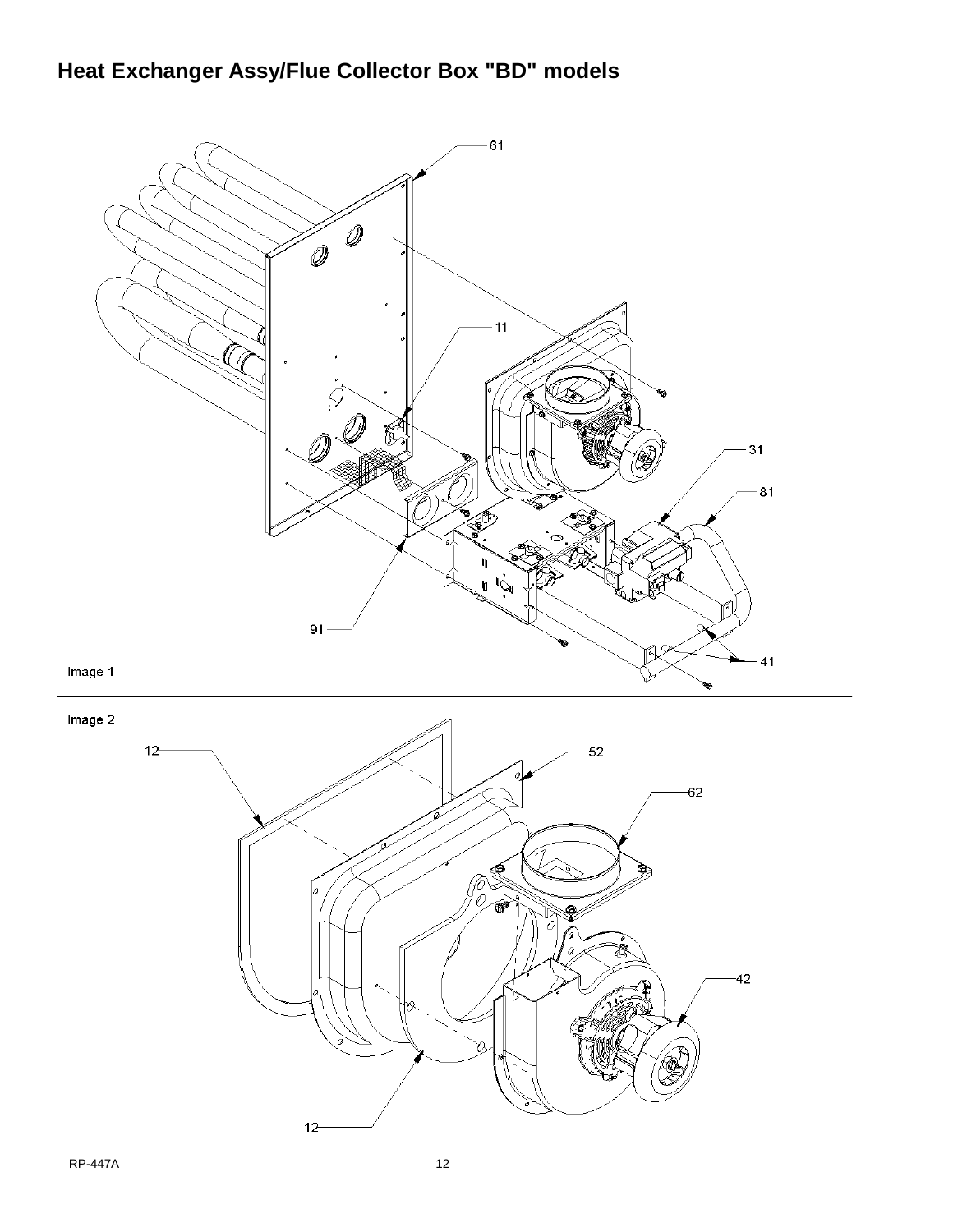## Heat Exchanger Assy/Flue Collector Box "BD" models

61

11

31

81

91

41

Image 1

Image 2

12

52

62

42

12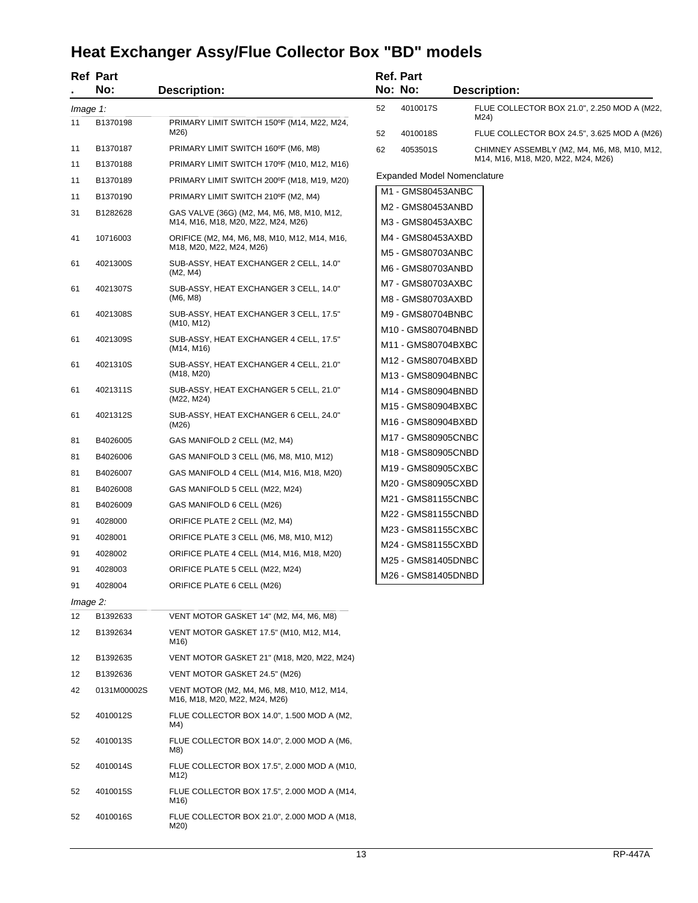# Heat Exchanger Assy/Flue Collector Box "BD" models

| Ref. | Part No: | Description: |
|---|---|---|
| *Image 1:* | | |
| 11 | B1370198 | PRIMARY LIMIT SWITCH 150ºF (M14, M22, M24, M26) |
| 11 | B1370187 | PRIMARY LIMIT SWITCH 160ºF (M6, M8) |
| 11 | B1370188 | PRIMARY LIMIT SWITCH 170ºF (M10, M12, M16) |
| 11 | B1370189 | PRIMARY LIMIT SWITCH 200ºF (M18, M19, M20) |
| 11 | B1370190 | PRIMARY LIMIT SWITCH 210ºF (M2, M4) |
| 31 | B1282628 | GAS VALVE (36G) (M2, M4, M6, M8, M10, M12, M14, M16, M18, M20, M22, M24, M26) |
| 41 | 10716003 | ORIFICE (M2, M4, M6, M8, M10, M12, M14, M16, M18, M20, M22, M24, M26) |
| 61 | 4021300S | SUB-ASSY, HEAT EXCHANGER 2 CELL, 14.0" (M2, M4) |
| 61 | 4021307S | SUB-ASSY, HEAT EXCHANGER 3 CELL, 14.0" (M6, M8) |
| 61 | 4021308S | SUB-ASSY, HEAT EXCHANGER 3 CELL, 17.5" (M10, M12) |
| 61 | 4021309S | SUB-ASSY, HEAT EXCHANGER 4 CELL, 17.5" (M14, M16) |
| 61 | 4021310S | SUB-ASSY, HEAT EXCHANGER 4 CELL, 21.0" (M18, M20) |
| 61 | 4021311S | SUB-ASSY, HEAT EXCHANGER 5 CELL, 21.0" (M22, M24) |
| 61 | 4021312S | SUB-ASSY, HEAT EXCHANGER 6 CELL, 24.0" (M26) |
| 81 | B4026005 | GAS MANIFOLD 2 CELL (M2, M4) |
| 81 | B4026006 | GAS MANIFOLD 3 CELL (M6, M8, M10, M12) |
| 81 | B4026007 | GAS MANIFOLD 4 CELL (M14, M16, M18, M20) |
| 81 | B4026008 | GAS MANIFOLD 5 CELL (M22, M24) |
| 81 | B4026009 | GAS MANIFOLD 6 CELL (M26) |
| 91 | 4028000 | ORIFICE PLATE 2 CELL (M2, M4) |
| 91 | 4028001 | ORIFICE PLATE 3 CELL (M6, M8, M10, M12) |
| 91 | 4028002 | ORIFICE PLATE 4 CELL (M14, M16, M18, M20) |
| 91 | 4028003 | ORIFICE PLATE 5 CELL (M22, M24) |
| 91 | 4028004 | ORIFICE PLATE 6 CELL (M26) |
| *Image 2:* | | |
| 12 | B1392633 | VENT MOTOR GASKET 14" (M2, M4, M6, M8) |
| 12 | B1392634 | VENT MOTOR GASKET 17.5" (M10, M12, M14, M16) |
| 12 | B1392635 | VENT MOTOR GASKET 21" (M18, M20, M22, M24) |
| 12 | B1392636 | VENT MOTOR GASKET 24.5" (M26) |
| 42 | 0131M00002S | VENT MOTOR (M2, M4, M6, M8, M10, M12, M14, M16, M18, M20, M22, M24, M26) |
| 52 | 4010012S | FLUE COLLECTOR BOX 14.0", 1.500 MOD A (M2, M4) |
| 52 | 4010013S | FLUE COLLECTOR BOX 14.0", 2.000 MOD A (M6, M8) |
| 52 | 4010014S | FLUE COLLECTOR BOX 17.5", 2.000 MOD A (M10, M12) |
| 52 | 4010015S | FLUE COLLECTOR BOX 17.5", 2.000 MOD A (M14, M16) |
| 52 | 4010016S | FLUE COLLECTOR BOX 21.0", 2.000 MOD A (M18, M20) |
| 52 | 4010017S | FLUE COLLECTOR BOX 21.0", 2.250 MOD A (M22, M24) |
| 52 | 4010018S | FLUE COLLECTOR BOX 24.5", 3.625 MOD A (M26) |
| 62 | 4053501S | CHIMNEY ASSEMBLY (M2, M4, M6, M8, M10, M12, M14, M16, M18, M20, M22, M24, M26) |

Expanded Model Nomenclature

| |
|---|
| M1 - GMS80453ANBC |
| M2 - GMS80453ANBD |
| M3 - GMS80453AXBC |
| M4 - GMS80453AXBD |
| M5 - GMS80703ANBC |
| M6 - GMS80703ANBD |
| M7 - GMS80703AXBC |
| M8 - GMS80703AXBD |
| M9 - GMS80704BNBC |
| M10 - GMS80704BNBD |
| M11 - GMS80704BXBC |
| M12 - GMS80704BXBD |
| M13 - GMS80904BNBC |
| M14 - GMS80904BNBD |
| M15 - GMS80904BXBC |
| M16 - GMS80904BXBD |
| M17 - GMS80905CNBC |
| M18 - GMS80905CNBD |
| M19 - GMS80905CXBC |
| M20 - GMS80905CXBD |
| M21 - GMS81155CNBC |
| M22 - GMS81155CNBD |
| M23 - GMS81155CXBC |
| M24 - GMS81155CXBD |
| M25 - GMS81405DNBC |
| M26 - GMS81405DNBD |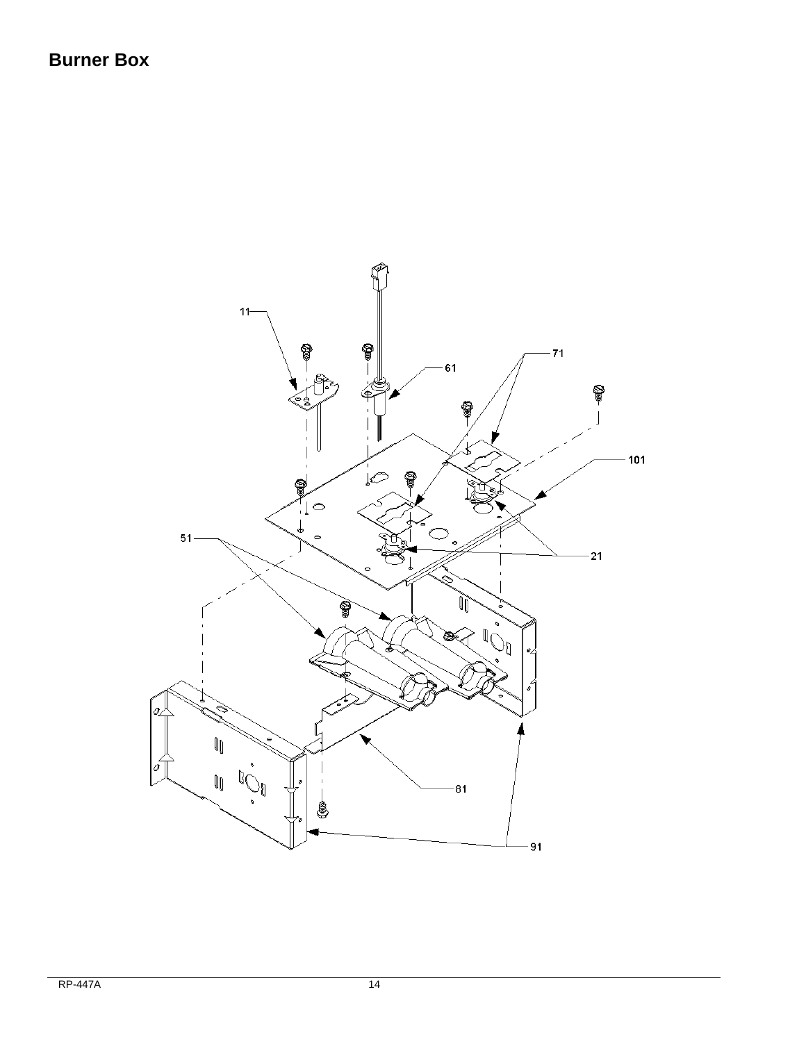# Burner Box

11

61

71

101

51

21

81

91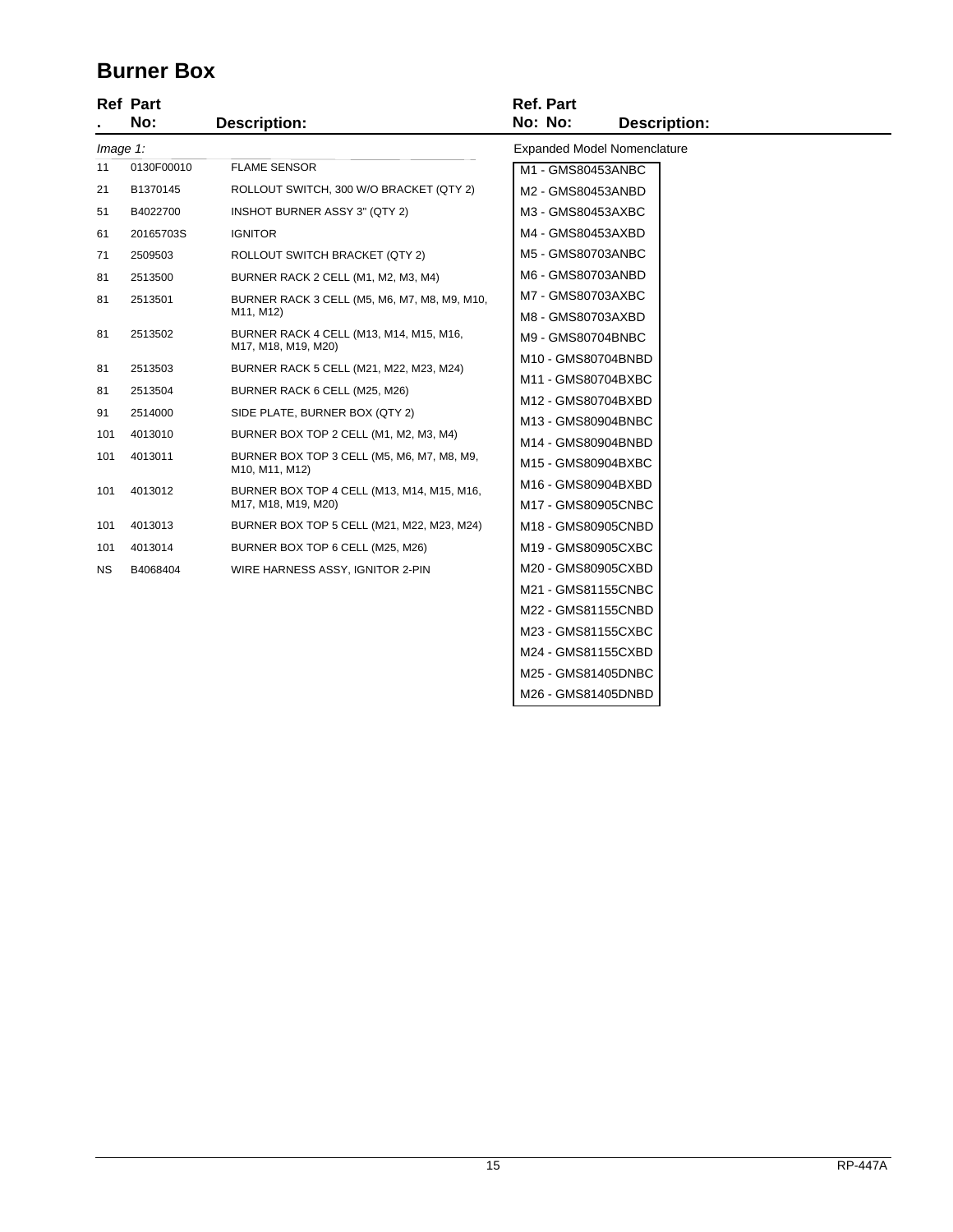# Burner Box

| Ref. | Part No: | Description: |
|---|---|---|
| *Image 1:* | | |
| 11 | 0130F00010 | FLAME SENSOR |
| 21 | B1370145 | ROLLOUT SWITCH, 300 W/O BRACKET (QTY 2) |
| 51 | B4022700 | INSHOT BURNER ASSY 3" (QTY 2) |
| 61 | 20165703S | IGNITOR |
| 71 | 2509503 | ROLLOUT SWITCH BRACKET (QTY 2) |
| 81 | 2513500 | BURNER RACK 2 CELL (M1, M2, M3, M4) |
| 81 | 2513501 | BURNER RACK 3 CELL (M5, M6, M7, M8, M9, M10, M11, M12) |
| 81 | 2513502 | BURNER RACK 4 CELL (M13, M14, M15, M16, M17, M18, M19, M20) |
| 81 | 2513503 | BURNER RACK 5 CELL (M21, M22, M23, M24) |
| 81 | 2513504 | BURNER RACK 6 CELL (M25, M26) |
| 91 | 2514000 | SIDE PLATE, BURNER BOX (QTY 2) |
| 101 | 4013010 | BURNER BOX TOP 2 CELL (M1, M2, M3, M4) |
| 101 | 4013011 | BURNER BOX TOP 3 CELL (M5, M6, M7, M8, M9, M10, M11, M12) |
| 101 | 4013012 | BURNER BOX TOP 4 CELL (M13, M14, M15, M16, M17, M18, M19, M20) |
| 101 | 4013013 | BURNER BOX TOP 5 CELL (M21, M22, M23, M24) |
| 101 | 4013014 | BURNER BOX TOP 6 CELL (M25, M26) |
| NS | B4068404 | WIRE HARNESS ASSY, IGNITOR 2-PIN |

Ref. No: | Part No: | Description:

Expanded Model Nomenclature

- M1 - GMS80453ANBC
- M2 - GMS80453ANBD
- M3 - GMS80453AXBC
- M4 - GMS80453AXBD
- M5 - GMS80703ANBC
- M6 - GMS80703ANBD
- M7 - GMS80703AXBC
- M8 - GMS80703AXBD
- M9 - GMS80704BNBC
- M10 - GMS80704BNBD
- M11 - GMS80704BXBC
- M12 - GMS80704BXBD
- M13 - GMS80904BNBC
- M14 - GMS80904BNBD
- M15 - GMS80904BXBC
- M16 - GMS80904BXBD
- M17 - GMS80905CNBC
- M18 - GMS80905CNBD
- M19 - GMS80905CXBC
- M20 - GMS80905CXBD
- M21 - GMS81155CNBC
- M22 - GMS81155CNBD
- M23 - GMS81155CXBC
- M24 - GMS81155CXBD
- M25 - GMS81405DNBC
- M26 - GMS81405DNBD